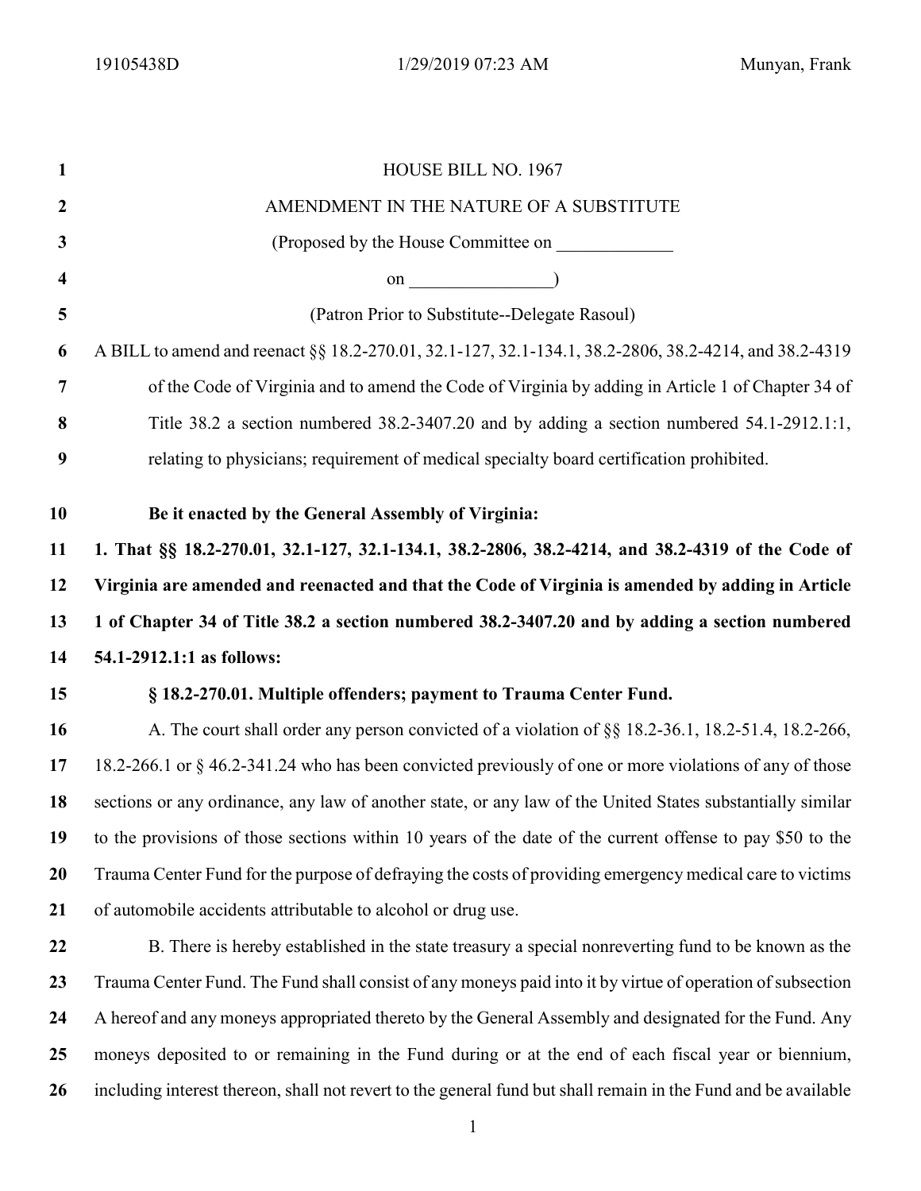HOUSE BILL NO. 1967

AMENDMENT IN THE NATURE OF A SUBSTITUTE

(Proposed by the House Committee on _____________

on ________________)

(Patron Prior to Substitute--Delegate Rasoul)

A BILL to amend and reenact §§ 18.2-270.01, 32.1-127, 32.1-134.1, 38.2-2806, 38.2-4214, and 38.2-4319 of the Code of Virginia and to amend the Code of Virginia by adding in Article 1 of Chapter 34 of Title 38.2 a section numbered 38.2-3407.20 and by adding a section numbered 54.1-2912.1:1, relating to physicians; requirement of medical specialty board certification prohibited.

**Be it enacted by the General Assembly of Virginia:**

**1. That §§ 18.2-270.01, 32.1-127, 32.1-134.1, 38.2-2806, 38.2-4214, and 38.2-4319 of the Code of Virginia are amended and reenacted and that the Code of Virginia is amended by adding in Article 1 of Chapter 34 of Title 38.2 a section numbered 38.2-3407.20 and by adding a section numbered 54.1-2912.1:1 as follows:**

**§ 18.2-270.01. Multiple offenders; payment to Trauma Center Fund.**

A. The court shall order any person convicted of a violation of §§ 18.2-36.1, 18.2-51.4, 18.2-266, 18.2-266.1 or § 46.2-341.24 who has been convicted previously of one or more violations of any of those sections or any ordinance, any law of another state, or any law of the United States substantially similar to the provisions of those sections within 10 years of the date of the current offense to pay $50 to the Trauma Center Fund for the purpose of defraying the costs of providing emergency medical care to victims of automobile accidents attributable to alcohol or drug use.

B. There is hereby established in the state treasury a special nonreverting fund to be known as the Trauma Center Fund. The Fund shall consist of any moneys paid into it by virtue of operation of subsection A hereof and any moneys appropriated thereto by the General Assembly and designated for the Fund. Any moneys deposited to or remaining in the Fund during or at the end of each fiscal year or biennium, including interest thereon, shall not revert to the general fund but shall remain in the Fund and be available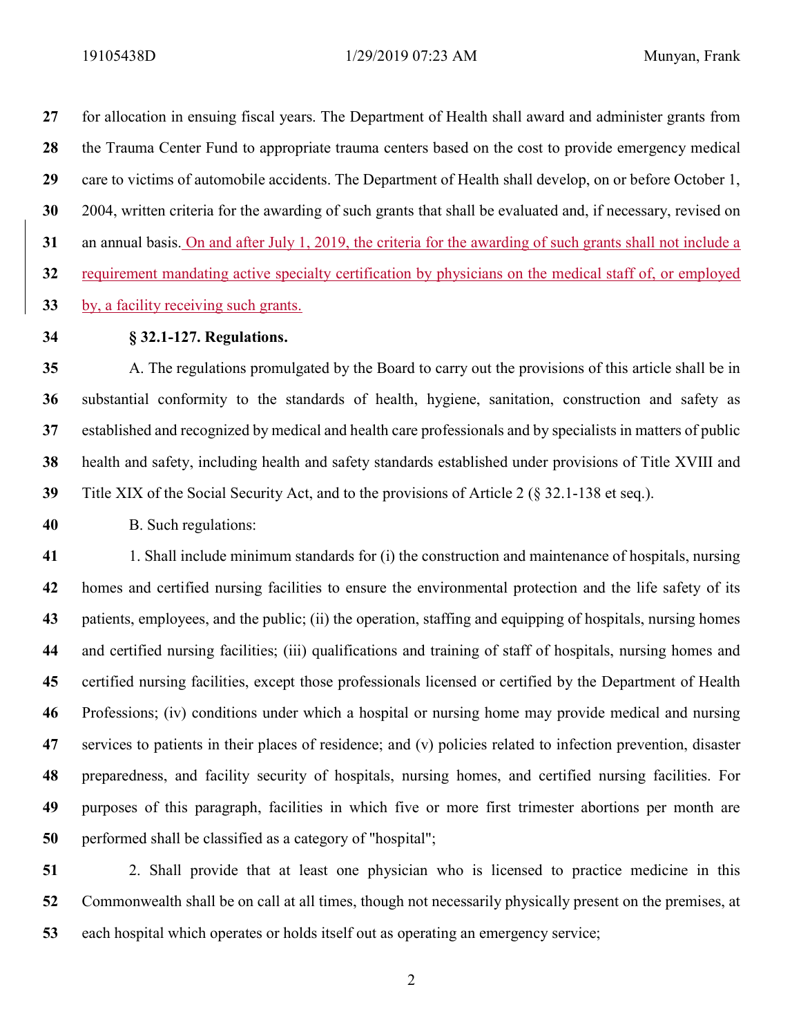for allocation in ensuing fiscal years. The Department of Health shall award and administer grants from the Trauma Center Fund to appropriate trauma centers based on the cost to provide emergency medical care to victims of automobile accidents. The Department of Health shall develop, on or before October 1, 2004, written criteria for the awarding of such grants that shall be evaluated and, if necessary, revised on an annual basis. <u>On and after July 1, 2019, the criteria for the awarding of such grants shall not include a requirement mandating active specialty certification by physicians on the medical staff of, or employed by, a facility receiving such grants.</u>

**§ 32.1-127. Regulations.**

A. The regulations promulgated by the Board to carry out the provisions of this article shall be in substantial conformity to the standards of health, hygiene, sanitation, construction and safety as established and recognized by medical and health care professionals and by specialists in matters of public health and safety, including health and safety standards established under provisions of Title XVIII and Title XIX of the Social Security Act, and to the provisions of Article 2 (§ 32.1-138 et seq.).

B. Such regulations:

1. Shall include minimum standards for (i) the construction and maintenance of hospitals, nursing homes and certified nursing facilities to ensure the environmental protection and the life safety of its patients, employees, and the public; (ii) the operation, staffing and equipping of hospitals, nursing homes and certified nursing facilities; (iii) qualifications and training of staff of hospitals, nursing homes and certified nursing facilities, except those professionals licensed or certified by the Department of Health Professions; (iv) conditions under which a hospital or nursing home may provide medical and nursing services to patients in their places of residence; and (v) policies related to infection prevention, disaster preparedness, and facility security of hospitals, nursing homes, and certified nursing facilities. For purposes of this paragraph, facilities in which five or more first trimester abortions per month are performed shall be classified as a category of "hospital";

2. Shall provide that at least one physician who is licensed to practice medicine in this Commonwealth shall be on call at all times, though not necessarily physically present on the premises, at each hospital which operates or holds itself out as operating an emergency service;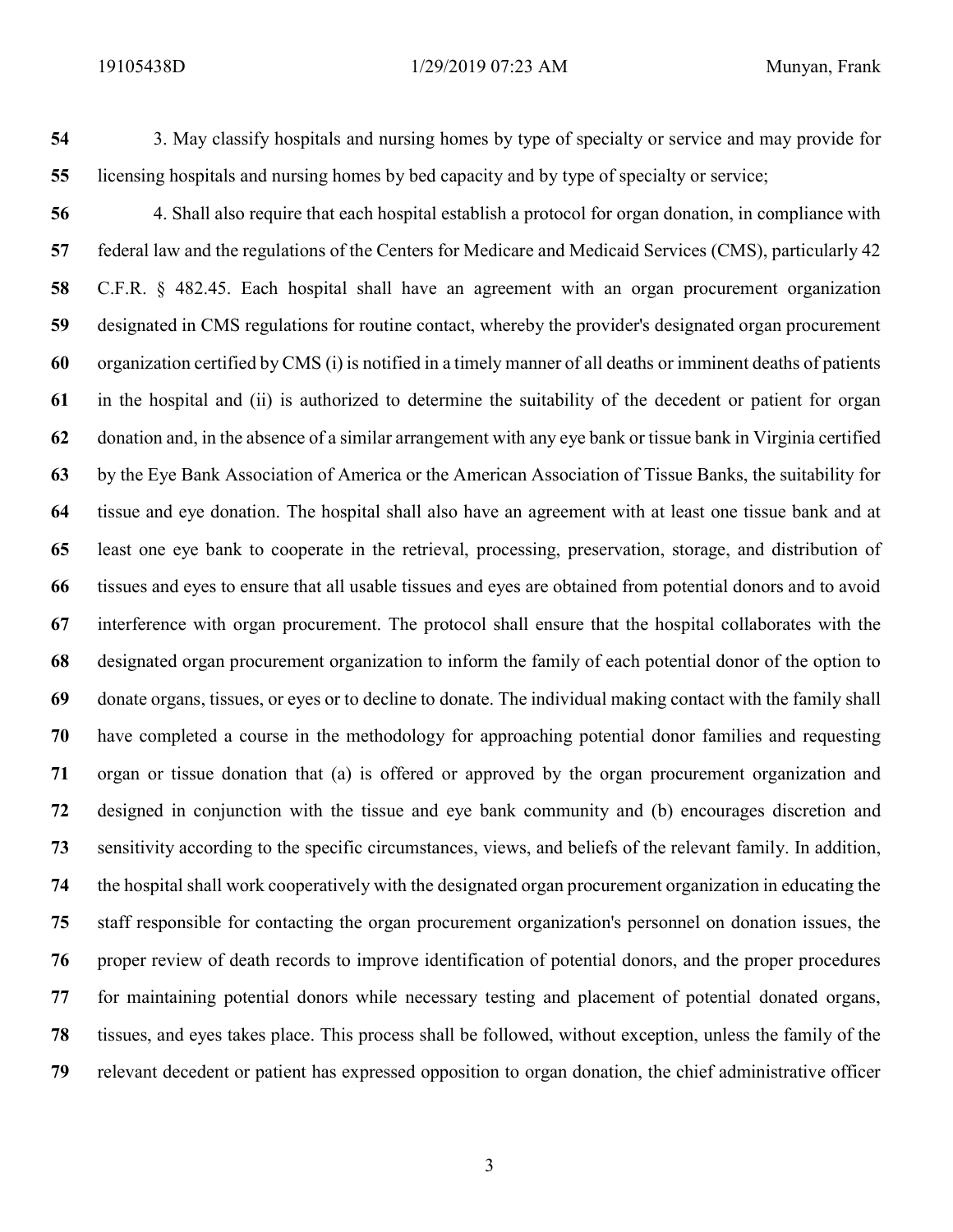3. May classify hospitals and nursing homes by type of specialty or service and may provide for licensing hospitals and nursing homes by bed capacity and by type of specialty or service;

4. Shall also require that each hospital establish a protocol for organ donation, in compliance with federal law and the regulations of the Centers for Medicare and Medicaid Services (CMS), particularly 42 C.F.R. § 482.45. Each hospital shall have an agreement with an organ procurement organization designated in CMS regulations for routine contact, whereby the provider's designated organ procurement organization certified by CMS (i) is notified in a timely manner of all deaths or imminent deaths of patients in the hospital and (ii) is authorized to determine the suitability of the decedent or patient for organ donation and, in the absence of a similar arrangement with any eye bank or tissue bank in Virginia certified by the Eye Bank Association of America or the American Association of Tissue Banks, the suitability for tissue and eye donation. The hospital shall also have an agreement with at least one tissue bank and at least one eye bank to cooperate in the retrieval, processing, preservation, storage, and distribution of tissues and eyes to ensure that all usable tissues and eyes are obtained from potential donors and to avoid interference with organ procurement. The protocol shall ensure that the hospital collaborates with the designated organ procurement organization to inform the family of each potential donor of the option to donate organs, tissues, or eyes or to decline to donate. The individual making contact with the family shall have completed a course in the methodology for approaching potential donor families and requesting organ or tissue donation that (a) is offered or approved by the organ procurement organization and designed in conjunction with the tissue and eye bank community and (b) encourages discretion and sensitivity according to the specific circumstances, views, and beliefs of the relevant family. In addition, the hospital shall work cooperatively with the designated organ procurement organization in educating the staff responsible for contacting the organ procurement organization's personnel on donation issues, the proper review of death records to improve identification of potential donors, and the proper procedures for maintaining potential donors while necessary testing and placement of potential donated organs, tissues, and eyes takes place. This process shall be followed, without exception, unless the family of the relevant decedent or patient has expressed opposition to organ donation, the chief administrative officer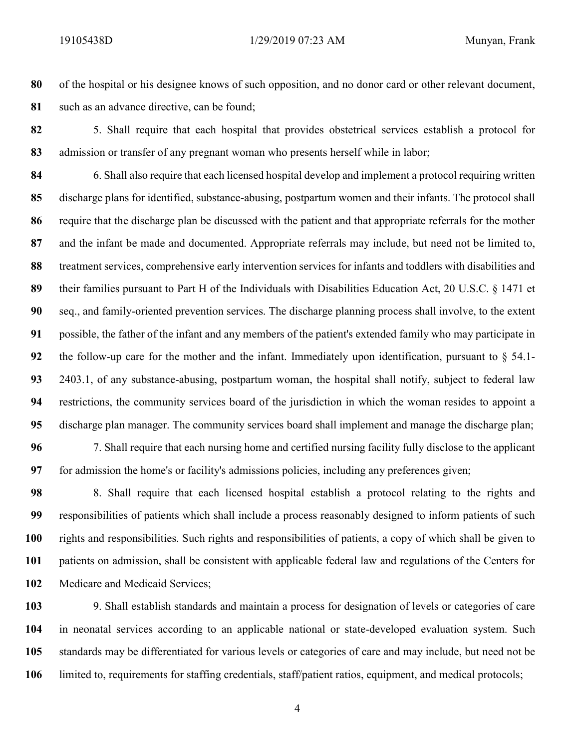of the hospital or his designee knows of such opposition, and no donor card or other relevant document, such as an advance directive, can be found;

5. Shall require that each hospital that provides obstetrical services establish a protocol for admission or transfer of any pregnant woman who presents herself while in labor;

6. Shall also require that each licensed hospital develop and implement a protocol requiring written discharge plans for identified, substance-abusing, postpartum women and their infants. The protocol shall require that the discharge plan be discussed with the patient and that appropriate referrals for the mother and the infant be made and documented. Appropriate referrals may include, but need not be limited to, treatment services, comprehensive early intervention services for infants and toddlers with disabilities and their families pursuant to Part H of the Individuals with Disabilities Education Act, 20 U.S.C. § 1471 et seq., and family-oriented prevention services. The discharge planning process shall involve, to the extent possible, the father of the infant and any members of the patient's extended family who may participate in the follow-up care for the mother and the infant. Immediately upon identification, pursuant to § 54.1-2403.1, of any substance-abusing, postpartum woman, the hospital shall notify, subject to federal law restrictions, the community services board of the jurisdiction in which the woman resides to appoint a discharge plan manager. The community services board shall implement and manage the discharge plan;

7. Shall require that each nursing home and certified nursing facility fully disclose to the applicant for admission the home's or facility's admissions policies, including any preferences given;

8. Shall require that each licensed hospital establish a protocol relating to the rights and responsibilities of patients which shall include a process reasonably designed to inform patients of such rights and responsibilities. Such rights and responsibilities of patients, a copy of which shall be given to patients on admission, shall be consistent with applicable federal law and regulations of the Centers for Medicare and Medicaid Services;

9. Shall establish standards and maintain a process for designation of levels or categories of care in neonatal services according to an applicable national or state-developed evaluation system. Such standards may be differentiated for various levels or categories of care and may include, but need not be limited to, requirements for staffing credentials, staff/patient ratios, equipment, and medical protocols;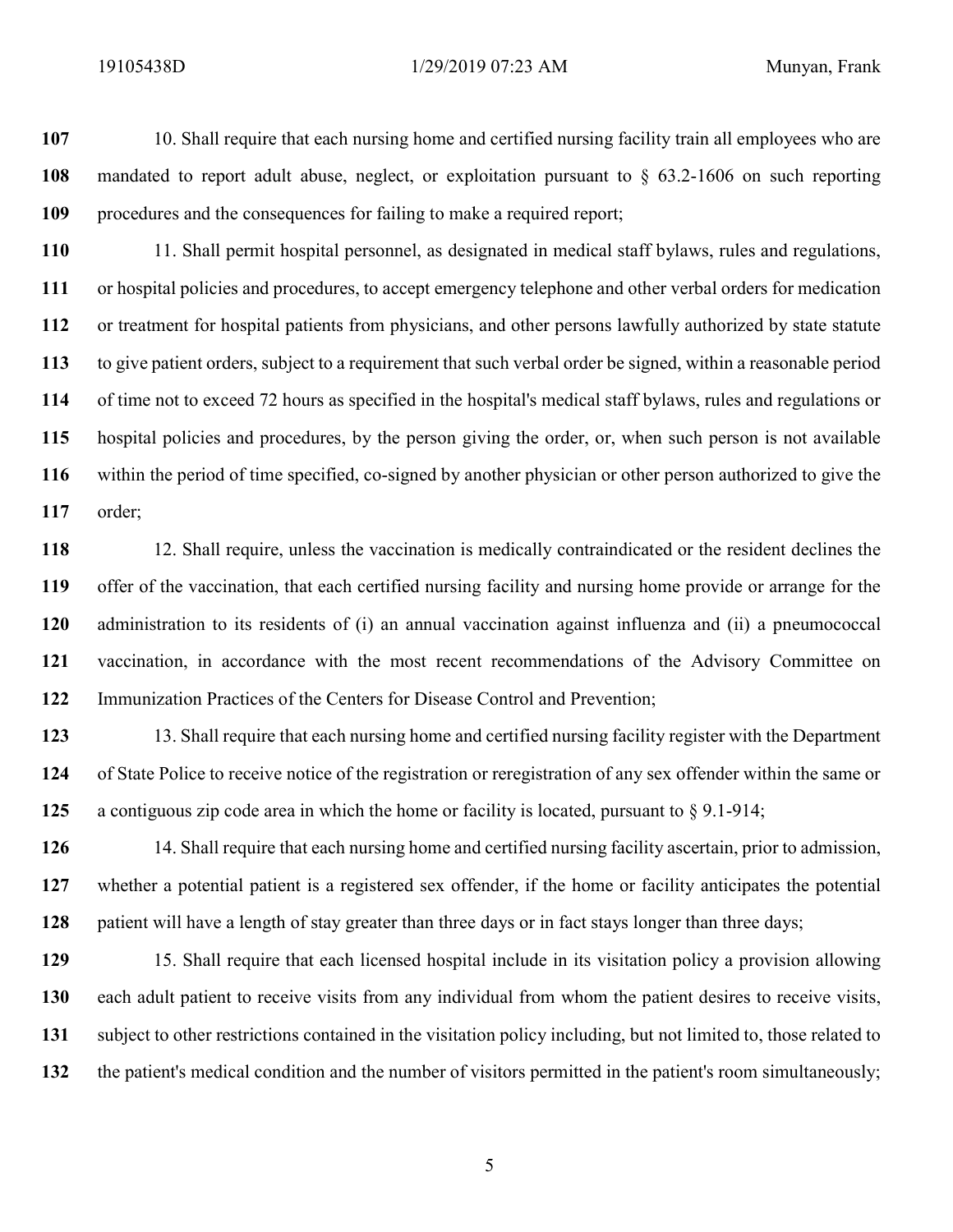10. Shall require that each nursing home and certified nursing facility train all employees who are mandated to report adult abuse, neglect, or exploitation pursuant to § 63.2-1606 on such reporting procedures and the consequences for failing to make a required report;

11. Shall permit hospital personnel, as designated in medical staff bylaws, rules and regulations, or hospital policies and procedures, to accept emergency telephone and other verbal orders for medication or treatment for hospital patients from physicians, and other persons lawfully authorized by state statute to give patient orders, subject to a requirement that such verbal order be signed, within a reasonable period of time not to exceed 72 hours as specified in the hospital's medical staff bylaws, rules and regulations or hospital policies and procedures, by the person giving the order, or, when such person is not available within the period of time specified, co-signed by another physician or other person authorized to give the order;

12. Shall require, unless the vaccination is medically contraindicated or the resident declines the offer of the vaccination, that each certified nursing facility and nursing home provide or arrange for the administration to its residents of (i) an annual vaccination against influenza and (ii) a pneumococcal vaccination, in accordance with the most recent recommendations of the Advisory Committee on Immunization Practices of the Centers for Disease Control and Prevention;

13. Shall require that each nursing home and certified nursing facility register with the Department of State Police to receive notice of the registration or reregistration of any sex offender within the same or a contiguous zip code area in which the home or facility is located, pursuant to § 9.1-914;

14. Shall require that each nursing home and certified nursing facility ascertain, prior to admission, whether a potential patient is a registered sex offender, if the home or facility anticipates the potential patient will have a length of stay greater than three days or in fact stays longer than three days;

15. Shall require that each licensed hospital include in its visitation policy a provision allowing each adult patient to receive visits from any individual from whom the patient desires to receive visits, subject to other restrictions contained in the visitation policy including, but not limited to, those related to the patient's medical condition and the number of visitors permitted in the patient's room simultaneously;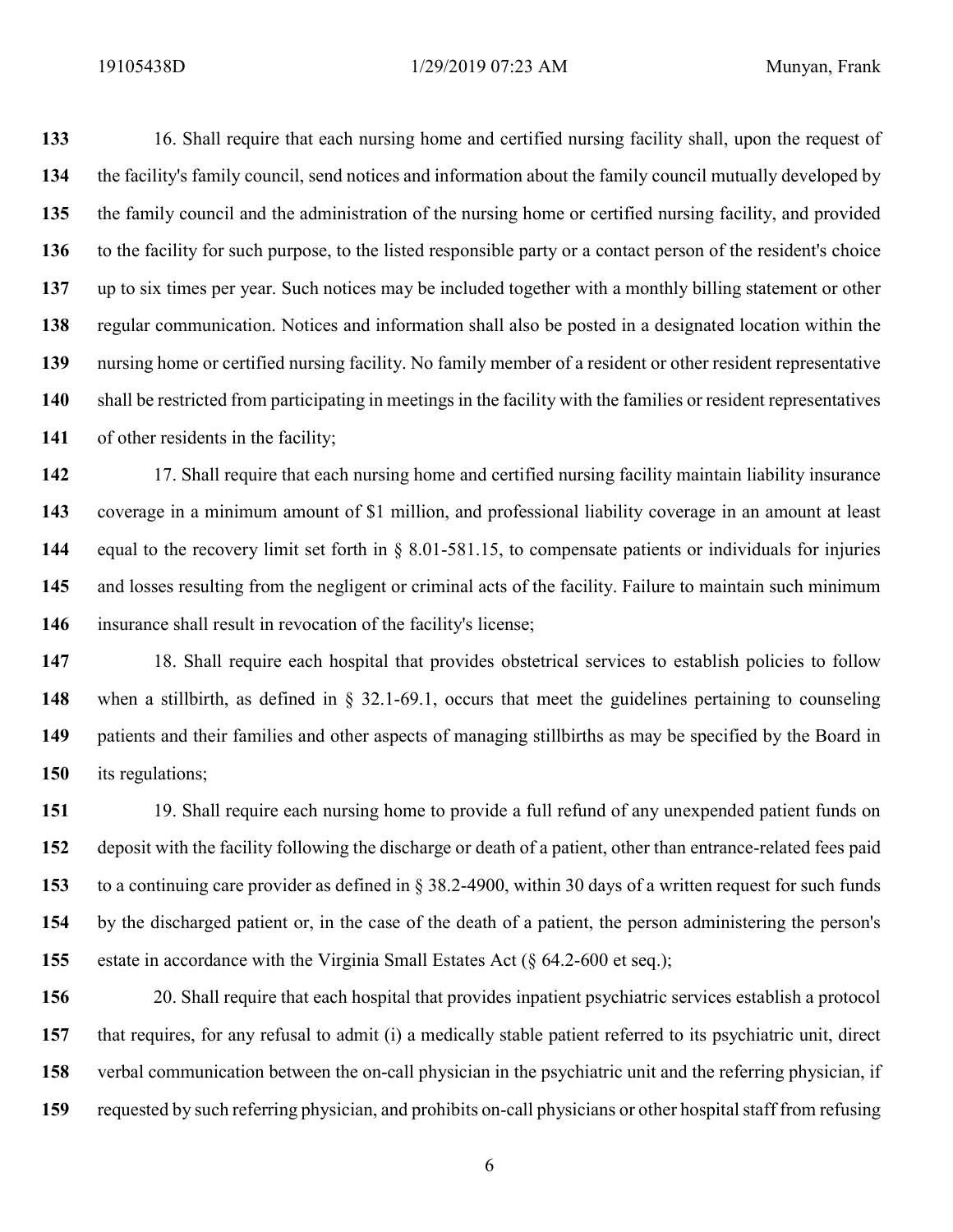16. Shall require that each nursing home and certified nursing facility shall, upon the request of the facility's family council, send notices and information about the family council mutually developed by the family council and the administration of the nursing home or certified nursing facility, and provided to the facility for such purpose, to the listed responsible party or a contact person of the resident's choice up to six times per year. Such notices may be included together with a monthly billing statement or other regular communication. Notices and information shall also be posted in a designated location within the nursing home or certified nursing facility. No family member of a resident or other resident representative shall be restricted from participating in meetings in the facility with the families or resident representatives of other residents in the facility;

17. Shall require that each nursing home and certified nursing facility maintain liability insurance coverage in a minimum amount of $1 million, and professional liability coverage in an amount at least equal to the recovery limit set forth in § 8.01-581.15, to compensate patients or individuals for injuries and losses resulting from the negligent or criminal acts of the facility. Failure to maintain such minimum insurance shall result in revocation of the facility's license;

18. Shall require each hospital that provides obstetrical services to establish policies to follow when a stillbirth, as defined in § 32.1-69.1, occurs that meet the guidelines pertaining to counseling patients and their families and other aspects of managing stillbirths as may be specified by the Board in its regulations;

19. Shall require each nursing home to provide a full refund of any unexpended patient funds on deposit with the facility following the discharge or death of a patient, other than entrance-related fees paid to a continuing care provider as defined in § 38.2-4900, within 30 days of a written request for such funds by the discharged patient or, in the case of the death of a patient, the person administering the person's estate in accordance with the Virginia Small Estates Act (§ 64.2-600 et seq.);

20. Shall require that each hospital that provides inpatient psychiatric services establish a protocol that requires, for any refusal to admit (i) a medically stable patient referred to its psychiatric unit, direct verbal communication between the on-call physician in the psychiatric unit and the referring physician, if requested by such referring physician, and prohibits on-call physicians or other hospital staff from refusing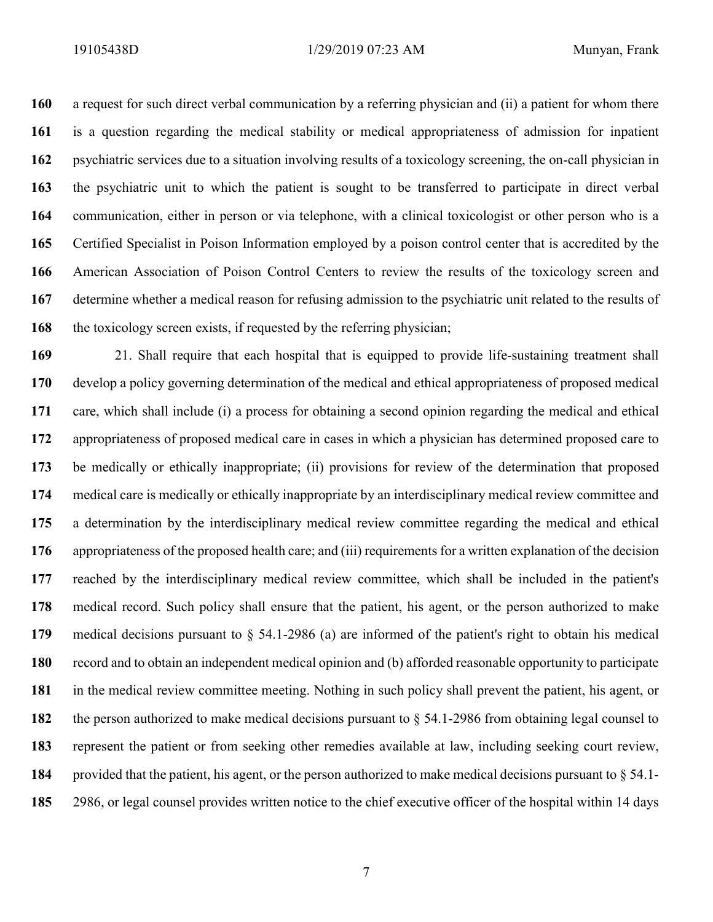a request for such direct verbal communication by a referring physician and (ii) a patient for whom there is a question regarding the medical stability or medical appropriateness of admission for inpatient psychiatric services due to a situation involving results of a toxicology screening, the on-call physician in the psychiatric unit to which the patient is sought to be transferred to participate in direct verbal communication, either in person or via telephone, with a clinical toxicologist or other person who is a Certified Specialist in Poison Information employed by a poison control center that is accredited by the American Association of Poison Control Centers to review the results of the toxicology screen and determine whether a medical reason for refusing admission to the psychiatric unit related to the results of the toxicology screen exists, if requested by the referring physician;

21. Shall require that each hospital that is equipped to provide life-sustaining treatment shall develop a policy governing determination of the medical and ethical appropriateness of proposed medical care, which shall include (i) a process for obtaining a second opinion regarding the medical and ethical appropriateness of proposed medical care in cases in which a physician has determined proposed care to be medically or ethically inappropriate; (ii) provisions for review of the determination that proposed medical care is medically or ethically inappropriate by an interdisciplinary medical review committee and a determination by the interdisciplinary medical review committee regarding the medical and ethical appropriateness of the proposed health care; and (iii) requirements for a written explanation of the decision reached by the interdisciplinary medical review committee, which shall be included in the patient's medical record. Such policy shall ensure that the patient, his agent, or the person authorized to make medical decisions pursuant to § 54.1-2986 (a) are informed of the patient's right to obtain his medical record and to obtain an independent medical opinion and (b) afforded reasonable opportunity to participate in the medical review committee meeting. Nothing in such policy shall prevent the patient, his agent, or the person authorized to make medical decisions pursuant to § 54.1-2986 from obtaining legal counsel to represent the patient or from seeking other remedies available at law, including seeking court review, provided that the patient, his agent, or the person authorized to make medical decisions pursuant to § 54.1-2986, or legal counsel provides written notice to the chief executive officer of the hospital within 14 days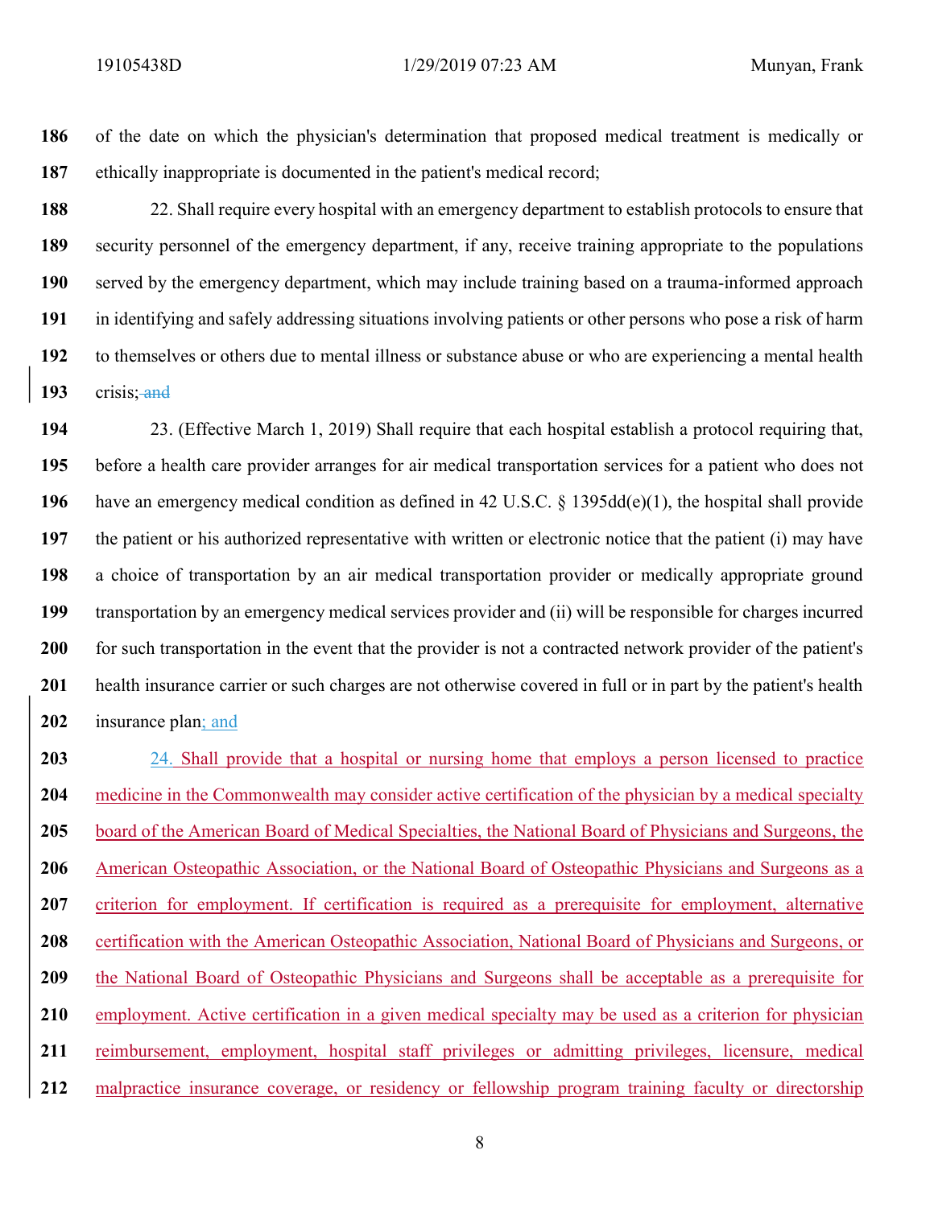186 of the date on which the physician's determination that proposed medical treatment is medically or
187 ethically inappropriate is documented in the patient's medical record;

188 22. Shall require every hospital with an emergency department to establish protocols to ensure that
189 security personnel of the emergency department, if any, receive training appropriate to the populations
190 served by the emergency department, which may include training based on a trauma-informed approach
191 in identifying and safely addressing situations involving patients or other persons who pose a risk of harm
192 to themselves or others due to mental illness or substance abuse or who are experiencing a mental health
193 crisis; ~~and~~

194 23. (Effective March 1, 2019) Shall require that each hospital establish a protocol requiring that,
195 before a health care provider arranges for air medical transportation services for a patient who does not
196 have an emergency medical condition as defined in 42 U.S.C. § 1395dd(e)(1), the hospital shall provide
197 the patient or his authorized representative with written or electronic notice that the patient (i) may have
198 a choice of transportation by an air medical transportation provider or medically appropriate ground
199 transportation by an emergency medical services provider and (ii) will be responsible for charges incurred
200 for such transportation in the event that the provider is not a contracted network provider of the patient's
201 health insurance carrier or such charges are not otherwise covered in full or in part by the patient's health
202 insurance plan<u>; and</u>

203 <u>24. Shall provide that a hospital or nursing home that employs a person licensed to practice</u>
204 <u>medicine in the Commonwealth may consider active certification of the physician by a medical specialty</u>
205 <u>board of the American Board of Medical Specialties, the National Board of Physicians and Surgeons, the</u>
206 <u>American Osteopathic Association, or the National Board of Osteopathic Physicians and Surgeons as a</u>
207 <u>criterion for employment. If certification is required as a prerequisite for employment, alternative</u>
208 <u>certification with the American Osteopathic Association, National Board of Physicians and Surgeons, or</u>
209 <u>the National Board of Osteopathic Physicians and Surgeons shall be acceptable as a prerequisite for</u>
210 <u>employment. Active certification in a given medical specialty may be used as a criterion for physician</u>
211 <u>reimbursement, employment, hospital staff privileges or admitting privileges, licensure, medical</u>
212 <u>malpractice insurance coverage, or residency or fellowship program training faculty or directorship</u>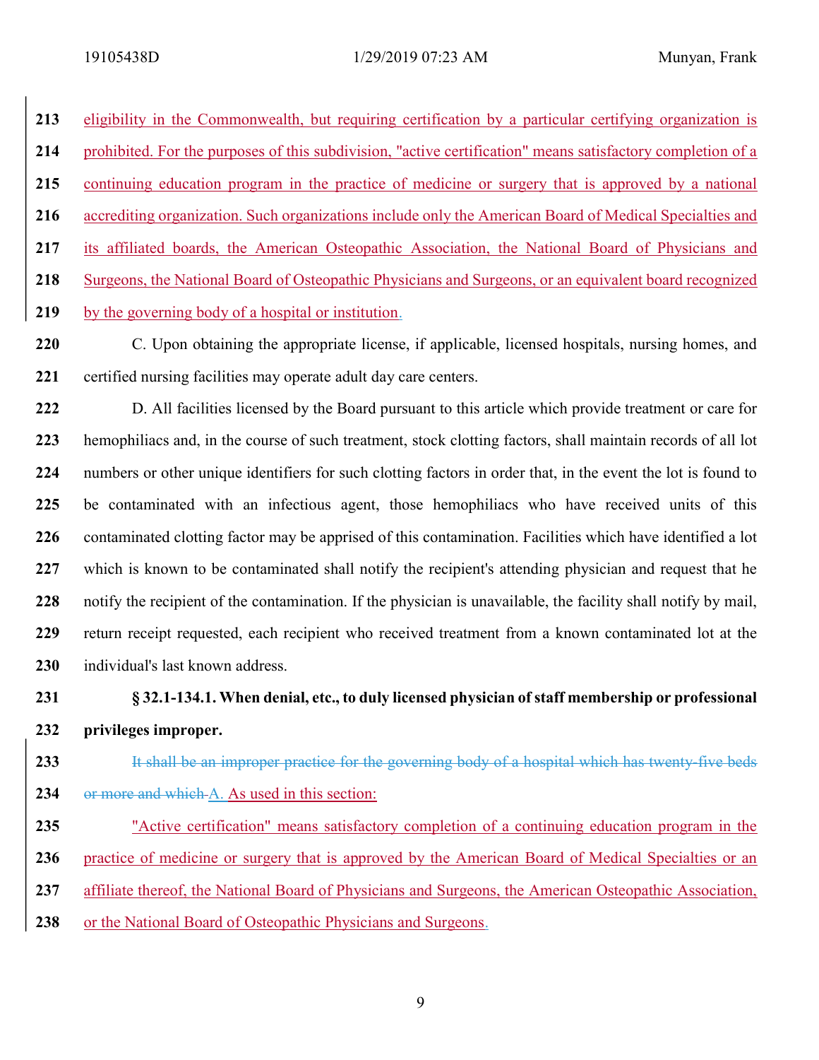eligibility in the Commonwealth, but requiring certification by a particular certifying organization is prohibited. For the purposes of this subdivision, "active certification" means satisfactory completion of a continuing education program in the practice of medicine or surgery that is approved by a national accrediting organization. Such organizations include only the American Board of Medical Specialties and its affiliated boards, the American Osteopathic Association, the National Board of Physicians and Surgeons, the National Board of Osteopathic Physicians and Surgeons, or an equivalent board recognized by the governing body of a hospital or institution.

C. Upon obtaining the appropriate license, if applicable, licensed hospitals, nursing homes, and certified nursing facilities may operate adult day care centers.

D. All facilities licensed by the Board pursuant to this article which provide treatment or care for hemophiliacs and, in the course of such treatment, stock clotting factors, shall maintain records of all lot numbers or other unique identifiers for such clotting factors in order that, in the event the lot is found to be contaminated with an infectious agent, those hemophiliacs who have received units of this contaminated clotting factor may be apprised of this contamination. Facilities which have identified a lot which is known to be contaminated shall notify the recipient's attending physician and request that he notify the recipient of the contamination. If the physician is unavailable, the facility shall notify by mail, return receipt requested, each recipient who received treatment from a known contaminated lot at the individual's last known address.

**§ 32.1-134.1. When denial, etc., to duly licensed physician of staff membership or professional privileges improper.**

~~It shall be an improper practice for the governing body of a hospital which has twenty-five beds or more and which~~ A. As used in this section:

"Active certification" means satisfactory completion of a continuing education program in the practice of medicine or surgery that is approved by the American Board of Medical Specialties or an affiliate thereof, the National Board of Physicians and Surgeons, the American Osteopathic Association, or the National Board of Osteopathic Physicians and Surgeons.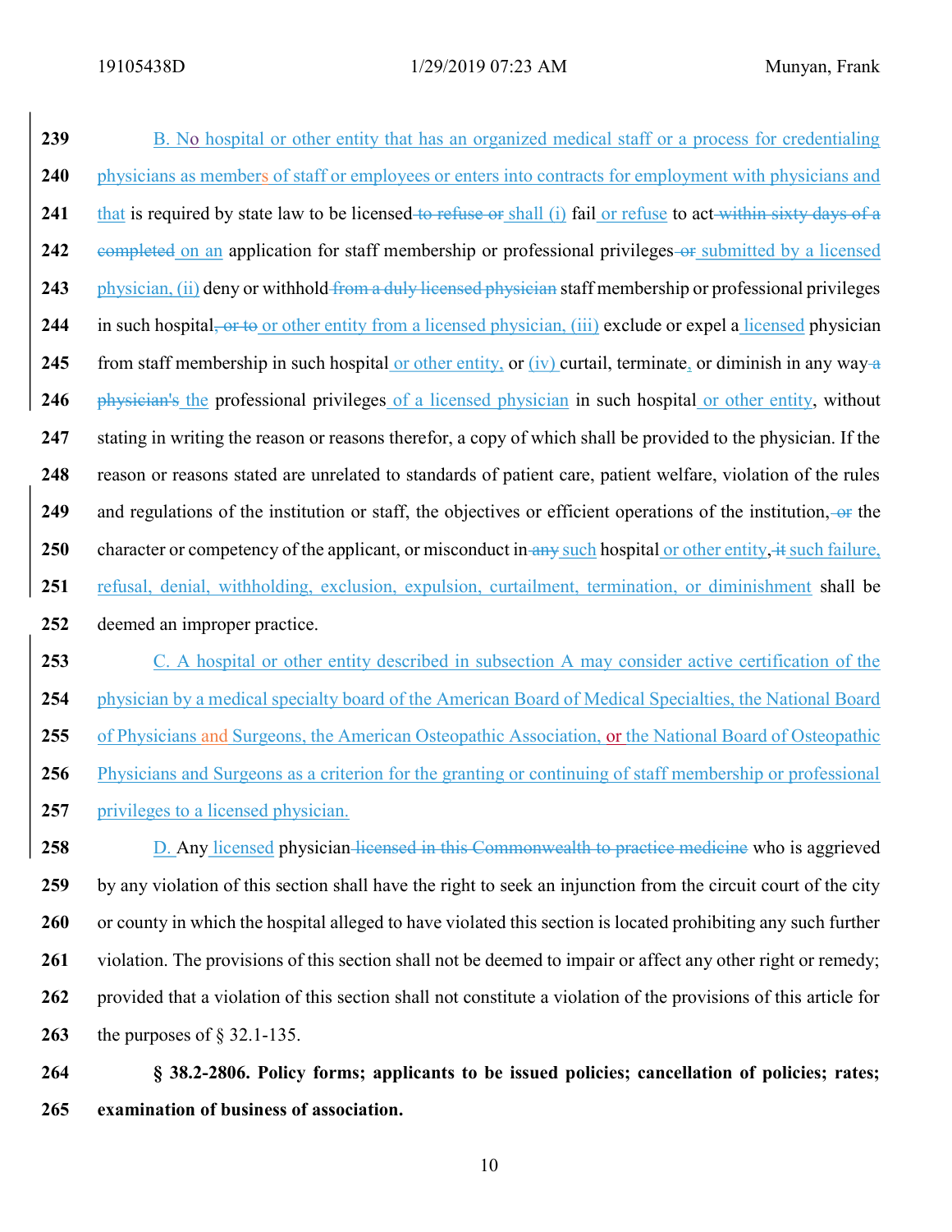239 B. No hospital or other entity that has an organized medical staff or a process for credentialing

240 physicians as members of staff or employees or enters into contracts for employment with physicians and

241 that is required by state law to be licensed ~~to refuse or~~ shall (i) fail or refuse to act ~~within sixty days of a~~

242 ~~completed~~ on an application for staff membership or professional privileges ~~or~~ submitted by a licensed

243 physician, (ii) deny or withhold ~~from a duly licensed physician~~ staff membership or professional privileges

244 in such hospital~~, or to~~ or other entity from a licensed physician, (iii) exclude or expel a licensed physician

245 from staff membership in such hospital or other entity, or (iv) curtail, terminate, or diminish in any way ~~a~~

246 ~~physician's~~ the professional privileges of a licensed physician in such hospital or other entity, without

247 stating in writing the reason or reasons therefor, a copy of which shall be provided to the physician. If the

248 reason or reasons stated are unrelated to standards of patient care, patient welfare, violation of the rules

249 and regulations of the institution or staff, the objectives or efficient operations of the institution, ~~or~~ the

250 character or competency of the applicant, or misconduct in ~~any~~ such hospital or other entity, ~~it~~ such failure,

251 refusal, denial, withholding, exclusion, expulsion, curtailment, termination, or diminishment shall be

252 deemed an improper practice.

253 C. A hospital or other entity described in subsection A may consider active certification of the

254 physician by a medical specialty board of the American Board of Medical Specialties, the National Board

255 of Physicians and Surgeons, the American Osteopathic Association, or the National Board of Osteopathic

256 Physicians and Surgeons as a criterion for the granting or continuing of staff membership or professional

257 privileges to a licensed physician.

258 D. Any licensed physician ~~licensed in this Commonwealth to practice medicine~~ who is aggrieved

259 by any violation of this section shall have the right to seek an injunction from the circuit court of the city

260 or county in which the hospital alleged to have violated this section is located prohibiting any such further

261 violation. The provisions of this section shall not be deemed to impair or affect any other right or remedy;

262 provided that a violation of this section shall not constitute a violation of the provisions of this article for

263 the purposes of § 32.1-135.

264 **§ 38.2-2806. Policy forms; applicants to be issued policies; cancellation of policies; rates;**

265 **examination of business of association.**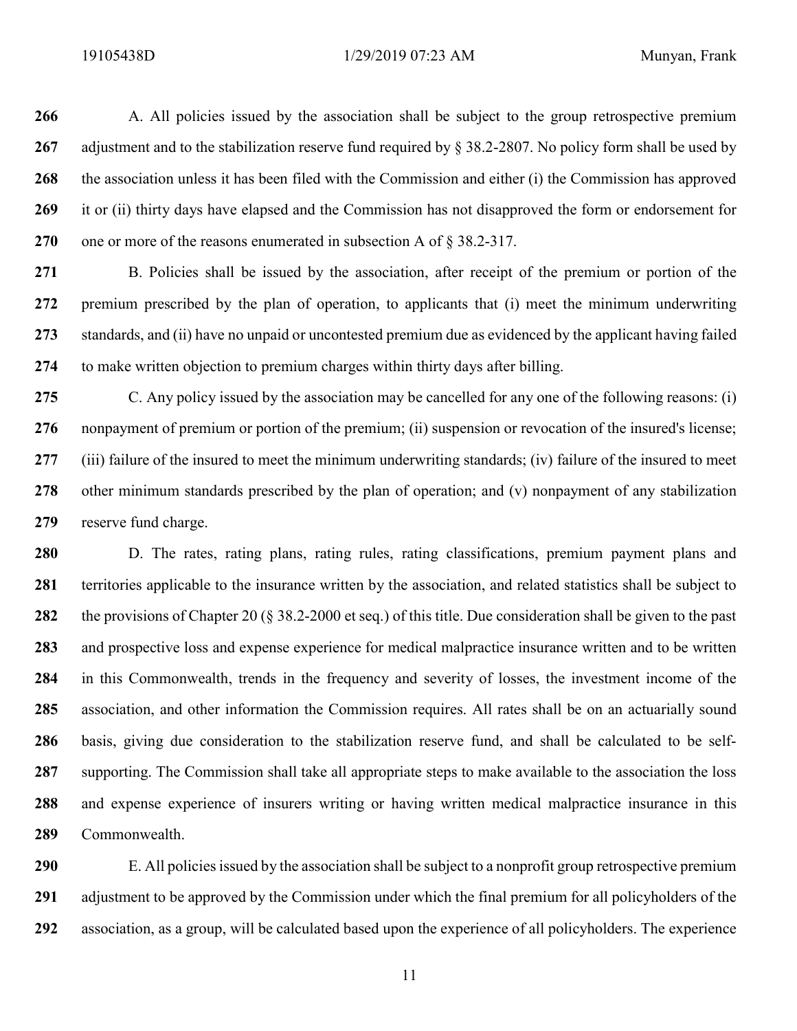A. All policies issued by the association shall be subject to the group retrospective premium adjustment and to the stabilization reserve fund required by § 38.2-2807. No policy form shall be used by the association unless it has been filed with the Commission and either (i) the Commission has approved it or (ii) thirty days have elapsed and the Commission has not disapproved the form or endorsement for one or more of the reasons enumerated in subsection A of § 38.2-317.

B. Policies shall be issued by the association, after receipt of the premium or portion of the premium prescribed by the plan of operation, to applicants that (i) meet the minimum underwriting standards, and (ii) have no unpaid or uncontested premium due as evidenced by the applicant having failed to make written objection to premium charges within thirty days after billing.

C. Any policy issued by the association may be cancelled for any one of the following reasons: (i) nonpayment of premium or portion of the premium; (ii) suspension or revocation of the insured's license; (iii) failure of the insured to meet the minimum underwriting standards; (iv) failure of the insured to meet other minimum standards prescribed by the plan of operation; and (v) nonpayment of any stabilization reserve fund charge.

D. The rates, rating plans, rating rules, rating classifications, premium payment plans and territories applicable to the insurance written by the association, and related statistics shall be subject to the provisions of Chapter 20 (§ 38.2-2000 et seq.) of this title. Due consideration shall be given to the past and prospective loss and expense experience for medical malpractice insurance written and to be written in this Commonwealth, trends in the frequency and severity of losses, the investment income of the association, and other information the Commission requires. All rates shall be on an actuarially sound basis, giving due consideration to the stabilization reserve fund, and shall be calculated to be self-supporting. The Commission shall take all appropriate steps to make available to the association the loss and expense experience of insurers writing or having written medical malpractice insurance in this Commonwealth.

E. All policies issued by the association shall be subject to a nonprofit group retrospective premium adjustment to be approved by the Commission under which the final premium for all policyholders of the association, as a group, will be calculated based upon the experience of all policyholders. The experience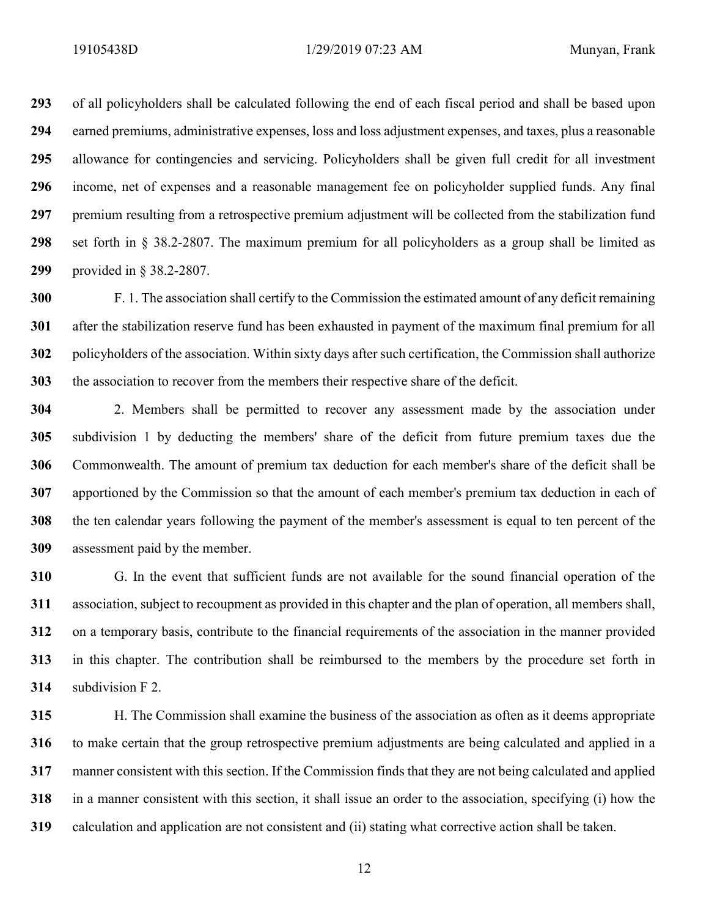of all policyholders shall be calculated following the end of each fiscal period and shall be based upon earned premiums, administrative expenses, loss and loss adjustment expenses, and taxes, plus a reasonable allowance for contingencies and servicing. Policyholders shall be given full credit for all investment income, net of expenses and a reasonable management fee on policyholder supplied funds. Any final premium resulting from a retrospective premium adjustment will be collected from the stabilization fund set forth in § 38.2-2807. The maximum premium for all policyholders as a group shall be limited as provided in § 38.2-2807.

F. 1. The association shall certify to the Commission the estimated amount of any deficit remaining after the stabilization reserve fund has been exhausted in payment of the maximum final premium for all policyholders of the association. Within sixty days after such certification, the Commission shall authorize the association to recover from the members their respective share of the deficit.

2. Members shall be permitted to recover any assessment made by the association under subdivision 1 by deducting the members' share of the deficit from future premium taxes due the Commonwealth. The amount of premium tax deduction for each member's share of the deficit shall be apportioned by the Commission so that the amount of each member's premium tax deduction in each of the ten calendar years following the payment of the member's assessment is equal to ten percent of the assessment paid by the member.

G. In the event that sufficient funds are not available for the sound financial operation of the association, subject to recoupment as provided in this chapter and the plan of operation, all members shall, on a temporary basis, contribute to the financial requirements of the association in the manner provided in this chapter. The contribution shall be reimbursed to the members by the procedure set forth in subdivision F 2.

H. The Commission shall examine the business of the association as often as it deems appropriate to make certain that the group retrospective premium adjustments are being calculated and applied in a manner consistent with this section. If the Commission finds that they are not being calculated and applied in a manner consistent with this section, it shall issue an order to the association, specifying (i) how the calculation and application are not consistent and (ii) stating what corrective action shall be taken.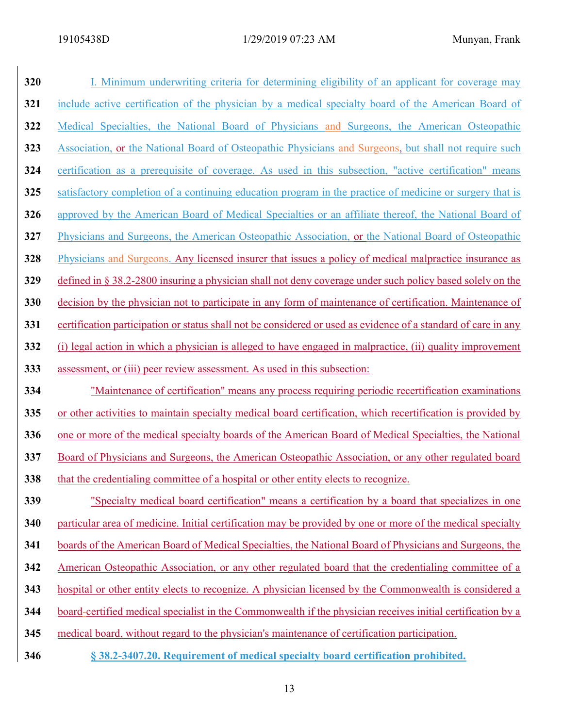I. Minimum underwriting criteria for determining eligibility of an applicant for coverage may include active certification of the physician by a medical specialty board of the American Board of Medical Specialties, the National Board of Physicians and Surgeons, the American Osteopathic Association, or the National Board of Osteopathic Physicians and Surgeons, but shall not require such certification as a prerequisite of coverage. As used in this subsection, "active certification" means satisfactory completion of a continuing education program in the practice of medicine or surgery that is approved by the American Board of Medical Specialties or an affiliate thereof, the National Board of Physicians and Surgeons, the American Osteopathic Association, or the National Board of Osteopathic Physicians and Surgeons. Any licensed insurer that issues a policy of medical malpractice insurance as defined in § 38.2-2800 insuring a physician shall not deny coverage under such policy based solely on the decision by the physician not to participate in any form of maintenance of certification. Maintenance of certification participation or status shall not be considered or used as evidence of a standard of care in any (i) legal action in which a physician is alleged to have engaged in malpractice, (ii) quality improvement assessment, or (iii) peer review assessment. As used in this subsection:

"Maintenance of certification" means any process requiring periodic recertification examinations or other activities to maintain specialty medical board certification, which recertification is provided by one or more of the medical specialty boards of the American Board of Medical Specialties, the National Board of Physicians and Surgeons, the American Osteopathic Association, or any other regulated board that the credentialing committee of a hospital or other entity elects to recognize.

"Specialty medical board certification" means a certification by a board that specializes in one particular area of medicine. Initial certification may be provided by one or more of the medical specialty boards of the American Board of Medical Specialties, the National Board of Physicians and Surgeons, the American Osteopathic Association, or any other regulated board that the credentialing committee of a hospital or other entity elects to recognize. A physician licensed by the Commonwealth is considered a board-certified medical specialist in the Commonwealth if the physician receives initial certification by a medical board, without regard to the physician's maintenance of certification participation.

**§ 38.2-3407.20. Requirement of medical specialty board certification prohibited.**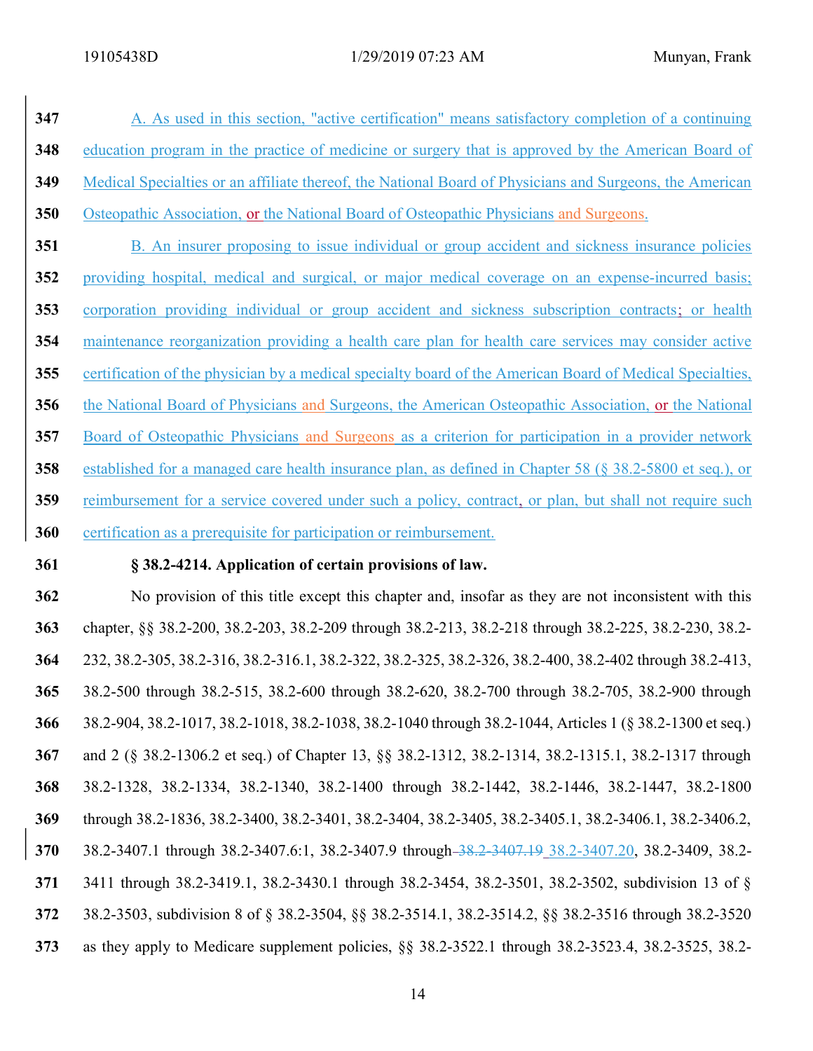A. As used in this section, "active certification" means satisfactory completion of a continuing education program in the practice of medicine or surgery that is approved by the American Board of Medical Specialties or an affiliate thereof, the National Board of Physicians and Surgeons, the American Osteopathic Association, or the National Board of Osteopathic Physicians and Surgeons.

B. An insurer proposing to issue individual or group accident and sickness insurance policies providing hospital, medical and surgical, or major medical coverage on an expense-incurred basis; corporation providing individual or group accident and sickness subscription contracts; or health maintenance reorganization providing a health care plan for health care services may consider active certification of the physician by a medical specialty board of the American Board of Medical Specialties, the National Board of Physicians and Surgeons, the American Osteopathic Association, or the National Board of Osteopathic Physicians and Surgeons as a criterion for participation in a provider network established for a managed care health insurance plan, as defined in Chapter 58 (§ 38.2-5800 et seq.), or reimbursement for a service covered under such a policy, contract, or plan, but shall not require such certification as a prerequisite for participation or reimbursement.

**§ 38.2-4214. Application of certain provisions of law.**

No provision of this title except this chapter and, insofar as they are not inconsistent with this chapter, §§ 38.2-200, 38.2-203, 38.2-209 through 38.2-213, 38.2-218 through 38.2-225, 38.2-230, 38.2-232, 38.2-305, 38.2-316, 38.2-316.1, 38.2-322, 38.2-325, 38.2-326, 38.2-400, 38.2-402 through 38.2-413, 38.2-500 through 38.2-515, 38.2-600 through 38.2-620, 38.2-700 through 38.2-705, 38.2-900 through 38.2-904, 38.2-1017, 38.2-1018, 38.2-1038, 38.2-1040 through 38.2-1044, Articles 1 (§ 38.2-1300 et seq.) and 2 (§ 38.2-1306.2 et seq.) of Chapter 13, §§ 38.2-1312, 38.2-1314, 38.2-1315.1, 38.2-1317 through 38.2-1328, 38.2-1334, 38.2-1340, 38.2-1400 through 38.2-1442, 38.2-1446, 38.2-1447, 38.2-1800 through 38.2-1836, 38.2-3400, 38.2-3401, 38.2-3404, 38.2-3405, 38.2-3405.1, 38.2-3406.1, 38.2-3406.2, 38.2-3407.1 through 38.2-3407.6:1, 38.2-3407.9 through ~~38.2-3407.19~~ 38.2-3407.20, 38.2-3409, 38.2-3411 through 38.2-3419.1, 38.2-3430.1 through 38.2-3454, 38.2-3501, 38.2-3502, subdivision 13 of § 38.2-3503, subdivision 8 of § 38.2-3504, §§ 38.2-3514.1, 38.2-3514.2, §§ 38.2-3516 through 38.2-3520 as they apply to Medicare supplement policies, §§ 38.2-3522.1 through 38.2-3523.4, 38.2-3525, 38.2-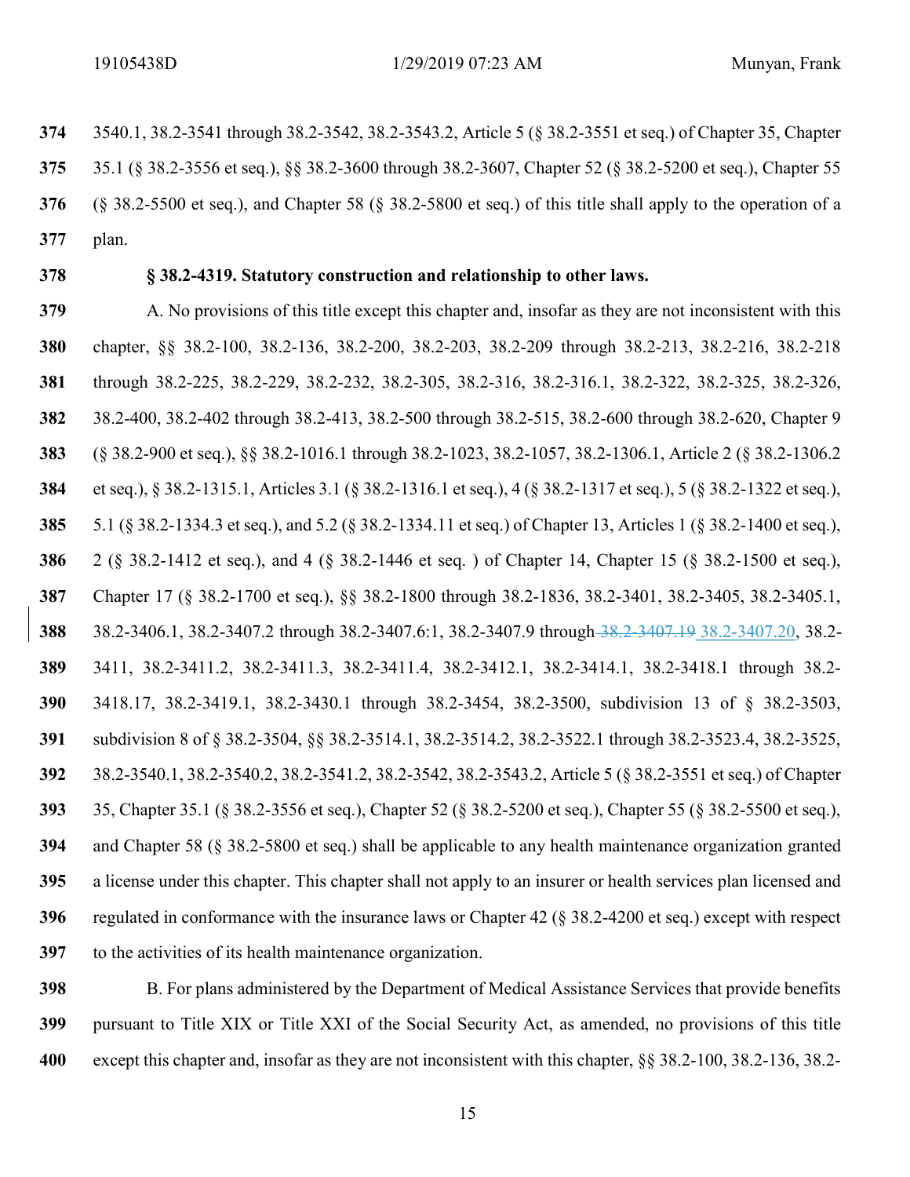3540.1, 38.2-3541 through 38.2-3542, 38.2-3543.2, Article 5 (§ 38.2-3551 et seq.) of Chapter 35, Chapter 35.1 (§ 38.2-3556 et seq.), §§ 38.2-3600 through 38.2-3607, Chapter 52 (§ 38.2-5200 et seq.), Chapter 55 (§ 38.2-5500 et seq.), and Chapter 58 (§ 38.2-5800 et seq.) of this title shall apply to the operation of a plan.

**§ 38.2-4319. Statutory construction and relationship to other laws.**

A. No provisions of this title except this chapter and, insofar as they are not inconsistent with this chapter, §§ 38.2-100, 38.2-136, 38.2-200, 38.2-203, 38.2-209 through 38.2-213, 38.2-216, 38.2-218 through 38.2-225, 38.2-229, 38.2-232, 38.2-305, 38.2-316, 38.2-316.1, 38.2-322, 38.2-325, 38.2-326, 38.2-400, 38.2-402 through 38.2-413, 38.2-500 through 38.2-515, 38.2-600 through 38.2-620, Chapter 9 (§ 38.2-900 et seq.), §§ 38.2-1016.1 through 38.2-1023, 38.2-1057, 38.2-1306.1, Article 2 (§ 38.2-1306.2 et seq.), § 38.2-1315.1, Articles 3.1 (§ 38.2-1316.1 et seq.), 4 (§ 38.2-1317 et seq.), 5 (§ 38.2-1322 et seq.), 5.1 (§ 38.2-1334.3 et seq.), and 5.2 (§ 38.2-1334.11 et seq.) of Chapter 13, Articles 1 (§ 38.2-1400 et seq.), 2 (§ 38.2-1412 et seq.), and 4 (§ 38.2-1446 et seq. ) of Chapter 14, Chapter 15 (§ 38.2-1500 et seq.), Chapter 17 (§ 38.2-1700 et seq.), §§ 38.2-1800 through 38.2-1836, 38.2-3401, 38.2-3405, 38.2-3405.1, 38.2-3406.1, 38.2-3407.2 through 38.2-3407.6:1, 38.2-3407.9 through ~~38.2-3407.19~~ 38.2-3407.20, 38.2-3411, 38.2-3411.2, 38.2-3411.3, 38.2-3411.4, 38.2-3412.1, 38.2-3414.1, 38.2-3418.1 through 38.2-3418.17, 38.2-3419.1, 38.2-3430.1 through 38.2-3454, 38.2-3500, subdivision 13 of § 38.2-3503, subdivision 8 of § 38.2-3504, §§ 38.2-3514.1, 38.2-3514.2, 38.2-3522.1 through 38.2-3523.4, 38.2-3525, 38.2-3540.1, 38.2-3540.2, 38.2-3541.2, 38.2-3542, 38.2-3543.2, Article 5 (§ 38.2-3551 et seq.) of Chapter 35, Chapter 35.1 (§ 38.2-3556 et seq.), Chapter 52 (§ 38.2-5200 et seq.), Chapter 55 (§ 38.2-5500 et seq.), and Chapter 58 (§ 38.2-5800 et seq.) shall be applicable to any health maintenance organization granted a license under this chapter. This chapter shall not apply to an insurer or health services plan licensed and regulated in conformance with the insurance laws or Chapter 42 (§ 38.2-4200 et seq.) except with respect to the activities of its health maintenance organization.

B. For plans administered by the Department of Medical Assistance Services that provide benefits pursuant to Title XIX or Title XXI of the Social Security Act, as amended, no provisions of this title except this chapter and, insofar as they are not inconsistent with this chapter, §§ 38.2-100, 38.2-136, 38.2-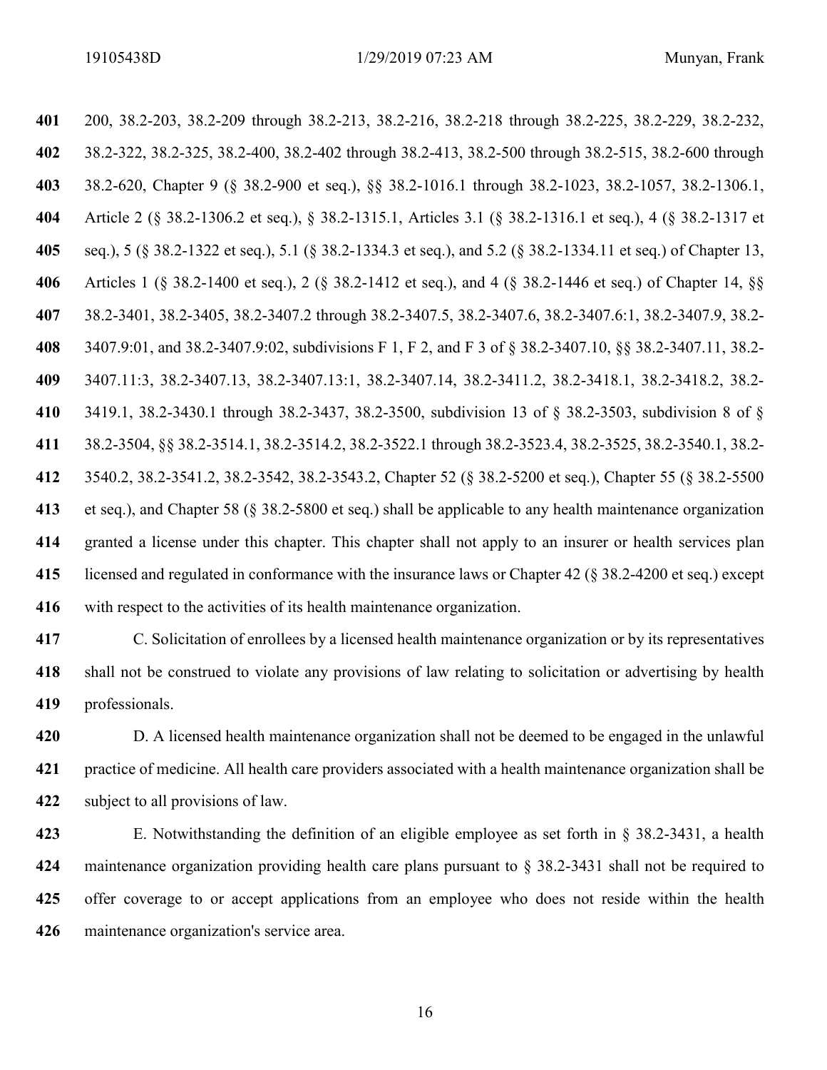200, 38.2-203, 38.2-209 through 38.2-213, 38.2-216, 38.2-218 through 38.2-225, 38.2-229, 38.2-232, 38.2-322, 38.2-325, 38.2-400, 38.2-402 through 38.2-413, 38.2-500 through 38.2-515, 38.2-600 through 38.2-620, Chapter 9 (§ 38.2-900 et seq.), §§ 38.2-1016.1 through 38.2-1023, 38.2-1057, 38.2-1306.1, Article 2 (§ 38.2-1306.2 et seq.), § 38.2-1315.1, Articles 3.1 (§ 38.2-1316.1 et seq.), 4 (§ 38.2-1317 et seq.), 5 (§ 38.2-1322 et seq.), 5.1 (§ 38.2-1334.3 et seq.), and 5.2 (§ 38.2-1334.11 et seq.) of Chapter 13, Articles 1 (§ 38.2-1400 et seq.), 2 (§ 38.2-1412 et seq.), and 4 (§ 38.2-1446 et seq.) of Chapter 14, §§ 38.2-3401, 38.2-3405, 38.2-3407.2 through 38.2-3407.5, 38.2-3407.6, 38.2-3407.6:1, 38.2-3407.9, 38.2-3407.9:01, and 38.2-3407.9:02, subdivisions F 1, F 2, and F 3 of § 38.2-3407.10, §§ 38.2-3407.11, 38.2-3407.11:3, 38.2-3407.13, 38.2-3407.13:1, 38.2-3407.14, 38.2-3411.2, 38.2-3418.1, 38.2-3418.2, 38.2-3419.1, 38.2-3430.1 through 38.2-3437, 38.2-3500, subdivision 13 of § 38.2-3503, subdivision 8 of § 38.2-3504, §§ 38.2-3514.1, 38.2-3514.2, 38.2-3522.1 through 38.2-3523.4, 38.2-3525, 38.2-3540.1, 38.2-3540.2, 38.2-3541.2, 38.2-3542, 38.2-3543.2, Chapter 52 (§ 38.2-5200 et seq.), Chapter 55 (§ 38.2-5500 et seq.), and Chapter 58 (§ 38.2-5800 et seq.) shall be applicable to any health maintenance organization granted a license under this chapter. This chapter shall not apply to an insurer or health services plan licensed and regulated in conformance with the insurance laws or Chapter 42 (§ 38.2-4200 et seq.) except with respect to the activities of its health maintenance organization.

C. Solicitation of enrollees by a licensed health maintenance organization or by its representatives shall not be construed to violate any provisions of law relating to solicitation or advertising by health professionals.

D. A licensed health maintenance organization shall not be deemed to be engaged in the unlawful practice of medicine. All health care providers associated with a health maintenance organization shall be subject to all provisions of law.

E. Notwithstanding the definition of an eligible employee as set forth in § 38.2-3431, a health maintenance organization providing health care plans pursuant to § 38.2-3431 shall not be required to offer coverage to or accept applications from an employee who does not reside within the health maintenance organization's service area.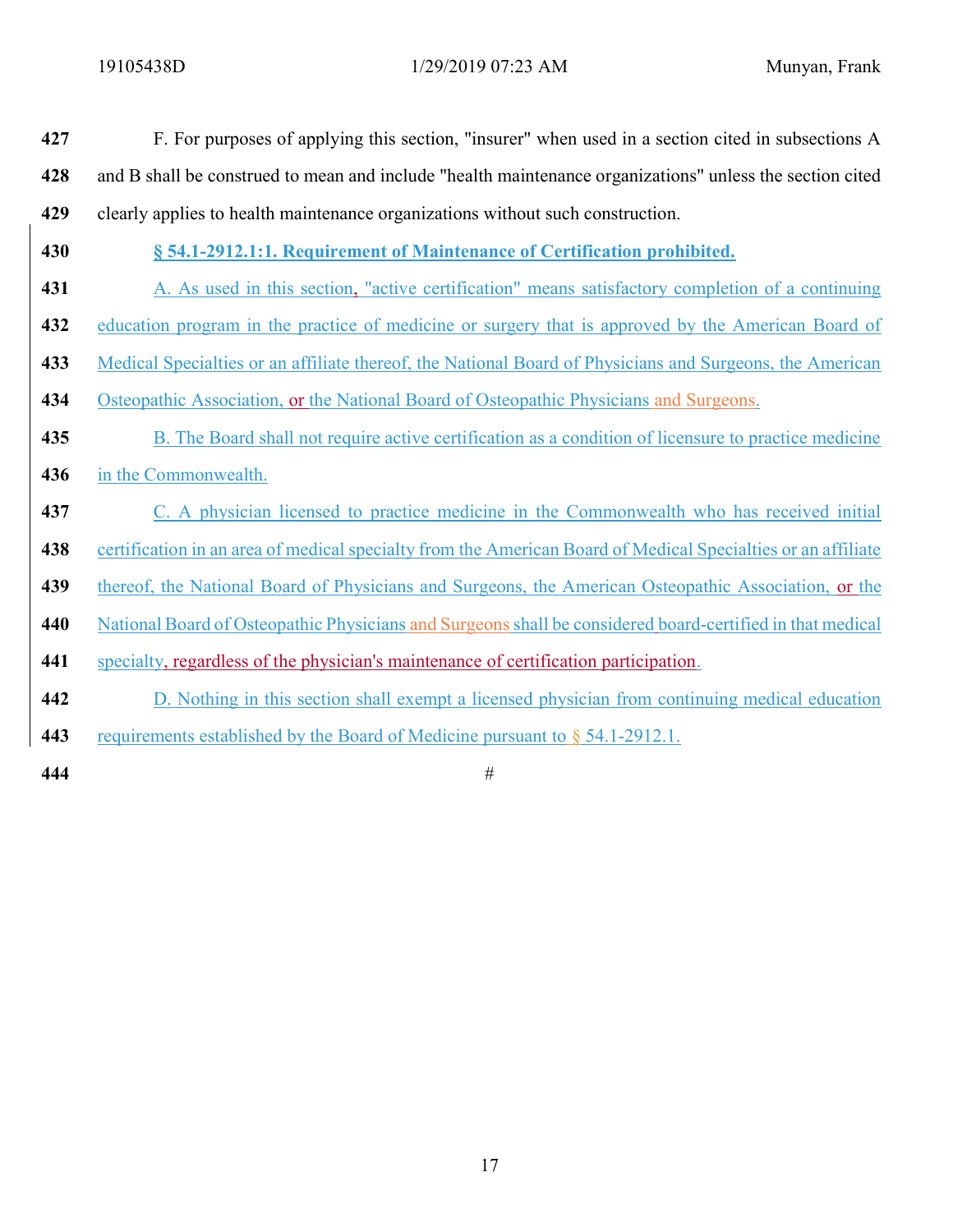F. For purposes of applying this section, "insurer" when used in a section cited in subsections A and B shall be construed to mean and include "health maintenance organizations" unless the section cited clearly applies to health maintenance organizations without such construction.

**§ 54.1-2912.1:1. Requirement of Maintenance of Certification prohibited.**

A. As used in this section, "active certification" means satisfactory completion of a continuing education program in the practice of medicine or surgery that is approved by the American Board of Medical Specialties or an affiliate thereof, the National Board of Physicians and Surgeons, the American Osteopathic Association, or the National Board of Osteopathic Physicians and Surgeons.

B. The Board shall not require active certification as a condition of licensure to practice medicine in the Commonwealth.

C. A physician licensed to practice medicine in the Commonwealth who has received initial certification in an area of medical specialty from the American Board of Medical Specialties or an affiliate thereof, the National Board of Physicians and Surgeons, the American Osteopathic Association, or the National Board of Osteopathic Physicians and Surgeons shall be considered board-certified in that medical specialty, regardless of the physician's maintenance of certification participation.

D. Nothing in this section shall exempt a licensed physician from continuing medical education requirements established by the Board of Medicine pursuant to § 54.1-2912.1.

#